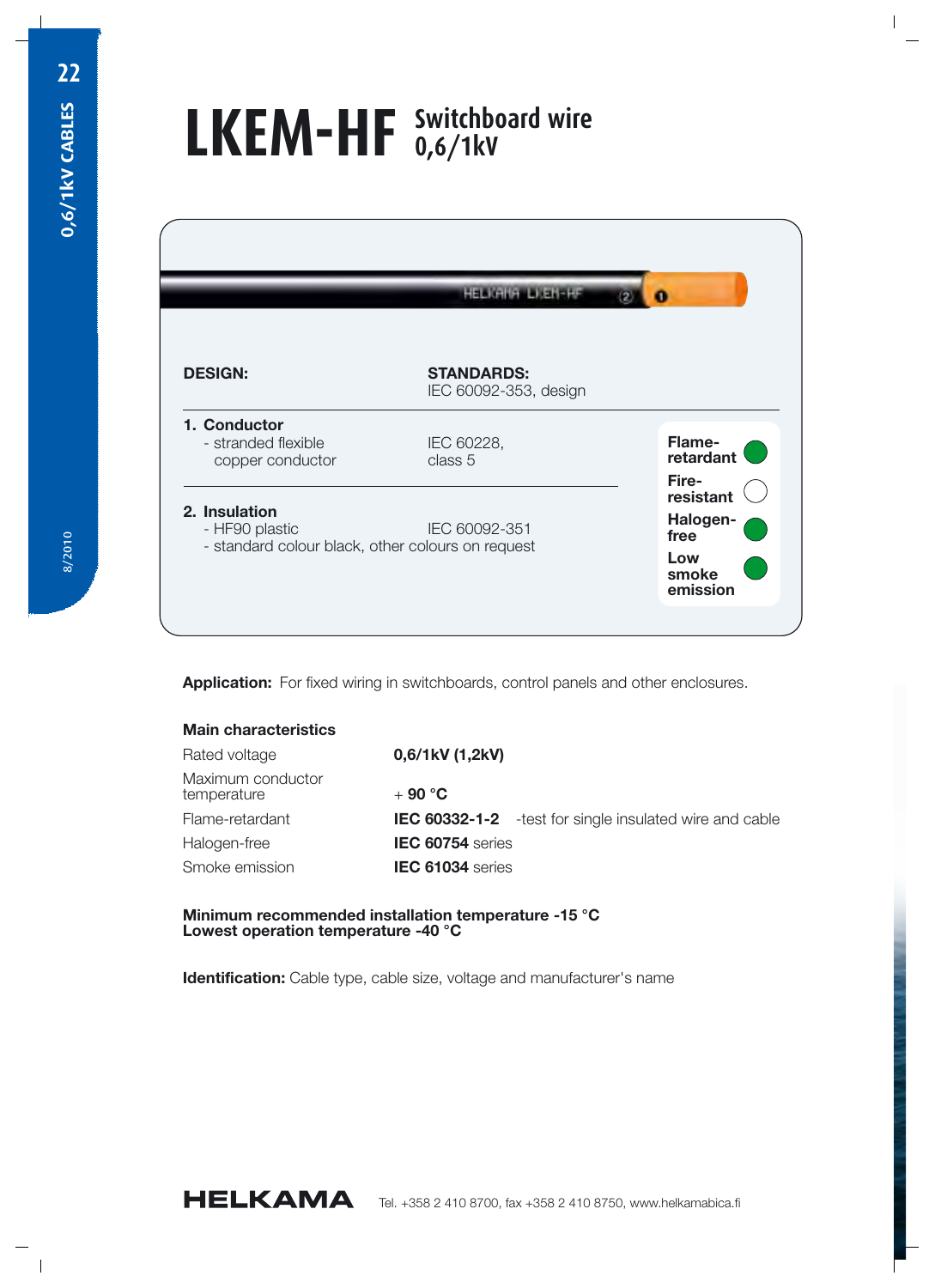# LKEM-HF Switchboard wire 0,6/1kV

| DESIGN: | STANDARDS: |
|---|---|
| | IEC 60092-353, design |
| **1. Conductor** - stranded flexible copper conductor | IEC 60228, class 5 |
| **2. Insulation** - HF90 plastic - standard colour black, other colours on request | IEC 60092-351 |

| Property | |
|---|---|
| Flame-retardant | ● |
| Fire-resistant | ○ |
| Halogen-free | ● |
| Low smoke emission | ● |

**Application:** For fixed wiring in switchboards, control panels and other enclosures.

### Main characteristics

| | |
|---|---|
| Rated voltage | **0,6/1kV (1,2kV)** |
| Maximum conductor temperature | + **90 °C** |
| Flame-retardant | **IEC 60332-1-2** -test for single insulated wire and cable |
| Halogen-free | **IEC 60754** series |
| Smoke emission | **IEC 61034** series |

**Minimum recommended installation temperature -15 °C**
**Lowest operation temperature -40 °C**

**Identification:** Cable type, cable size, voltage and manufacturer's name

**HELKAMA** Tel. +358 2 410 8700, fax +358 2 410 8750, www.helkamabica.fi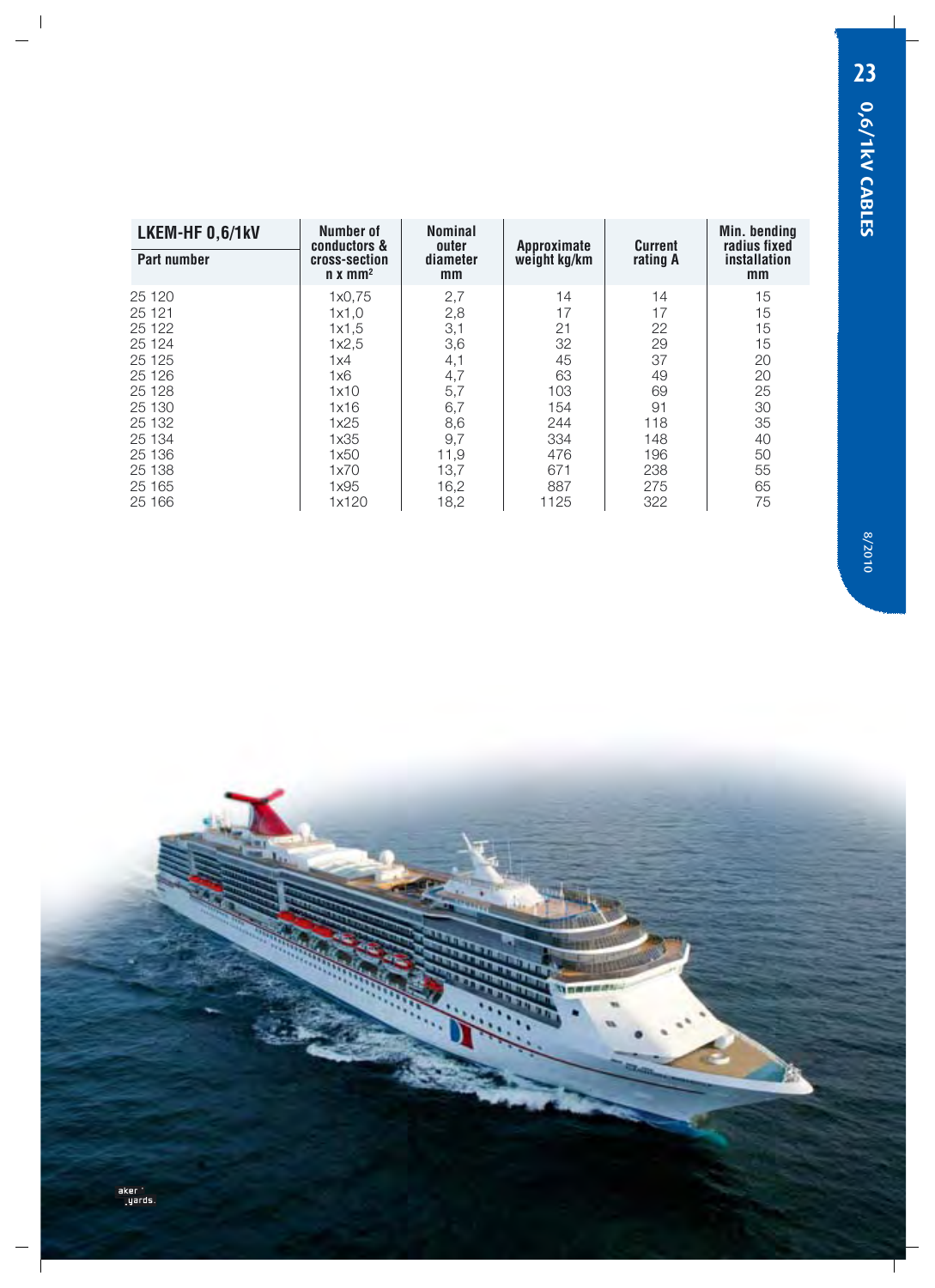| LKEM-HF 0,6/1kV<br>Part number | Number of conductors & cross-section n x mm² | Nominal outer diameter mm | Approximate weight kg/km | Current rating A | Min. bending radius fixed installation mm |
|---|---|---|---|---|---|
| 25 120 | 1x0,75 | 2,7 | 14 | 14 | 15 |
| 25 121 | 1x1,0 | 2,8 | 17 | 17 | 15 |
| 25 122 | 1x1,5 | 3,1 | 21 | 22 | 15 |
| 25 124 | 1x2,5 | 3,6 | 32 | 29 | 15 |
| 25 125 | 1x4 | 4,1 | 45 | 37 | 20 |
| 25 126 | 1x6 | 4,7 | 63 | 49 | 20 |
| 25 128 | 1x10 | 5,7 | 103 | 69 | 25 |
| 25 130 | 1x16 | 6,7 | 154 | 91 | 30 |
| 25 132 | 1x25 | 8,6 | 244 | 118 | 35 |
| 25 134 | 1x35 | 9,7 | 334 | 148 | 40 |
| 25 136 | 1x50 | 11,9 | 476 | 196 | 50 |
| 25 138 | 1x70 | 13,7 | 671 | 238 | 55 |
| 25 165 | 1x95 | 16,2 | 887 | 275 | 65 |
| 25 166 | 1x120 | 18,2 | 1125 | 322 | 75 |